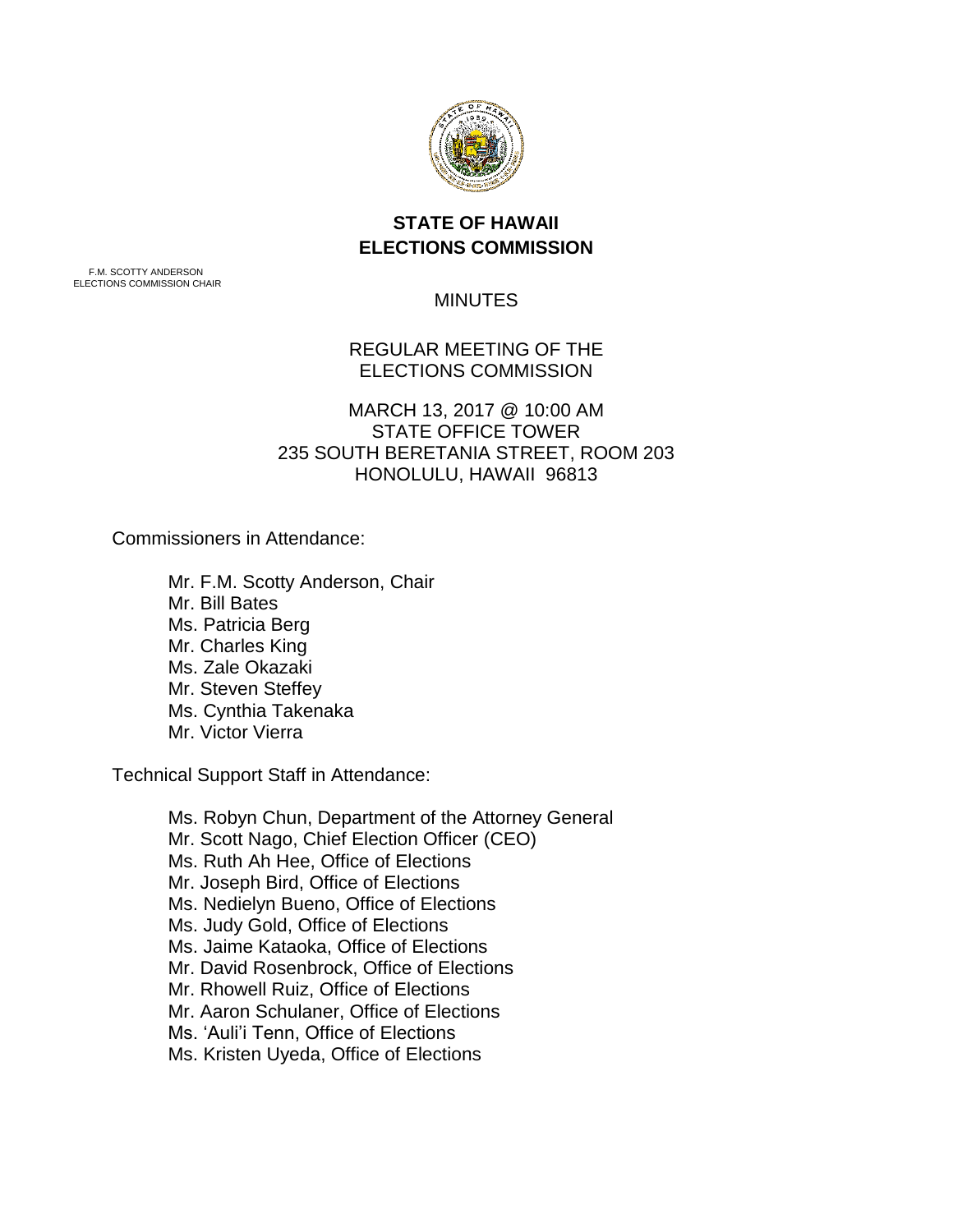# STATE OF HAWAII
# ELECTIONS COMMISSION

F.M. SCOTTY ANDERSON
ELECTIONS COMMISSION CHAIR

MINUTES

REGULAR MEETING OF THE
ELECTIONS COMMISSION

MARCH 13, 2017 @ 10:00 AM
STATE OFFICE TOWER
235 SOUTH BERETANIA STREET, ROOM 203
HONOLULU, HAWAII 96813

Commissioners in Attendance:

- Mr. F.M. Scotty Anderson, Chair
- Mr. Bill Bates
- Ms. Patricia Berg
- Mr. Charles King
- Ms. Zale Okazaki
- Mr. Steven Steffey
- Ms. Cynthia Takenaka
- Mr. Victor Vierra

Technical Support Staff in Attendance:

- Ms. Robyn Chun, Department of the Attorney General
- Mr. Scott Nago, Chief Election Officer (CEO)
- Ms. Ruth Ah Hee, Office of Elections
- Mr. Joseph Bird, Office of Elections
- Ms. Nedielyn Bueno, Office of Elections
- Ms. Judy Gold, Office of Elections
- Ms. Jaime Kataoka, Office of Elections
- Mr. David Rosenbrock, Office of Elections
- Mr. Rhowell Ruiz, Office of Elections
- Mr. Aaron Schulaner, Office of Elections
- Ms. 'Auli'i Tenn, Office of Elections
- Ms. Kristen Uyeda, Office of Elections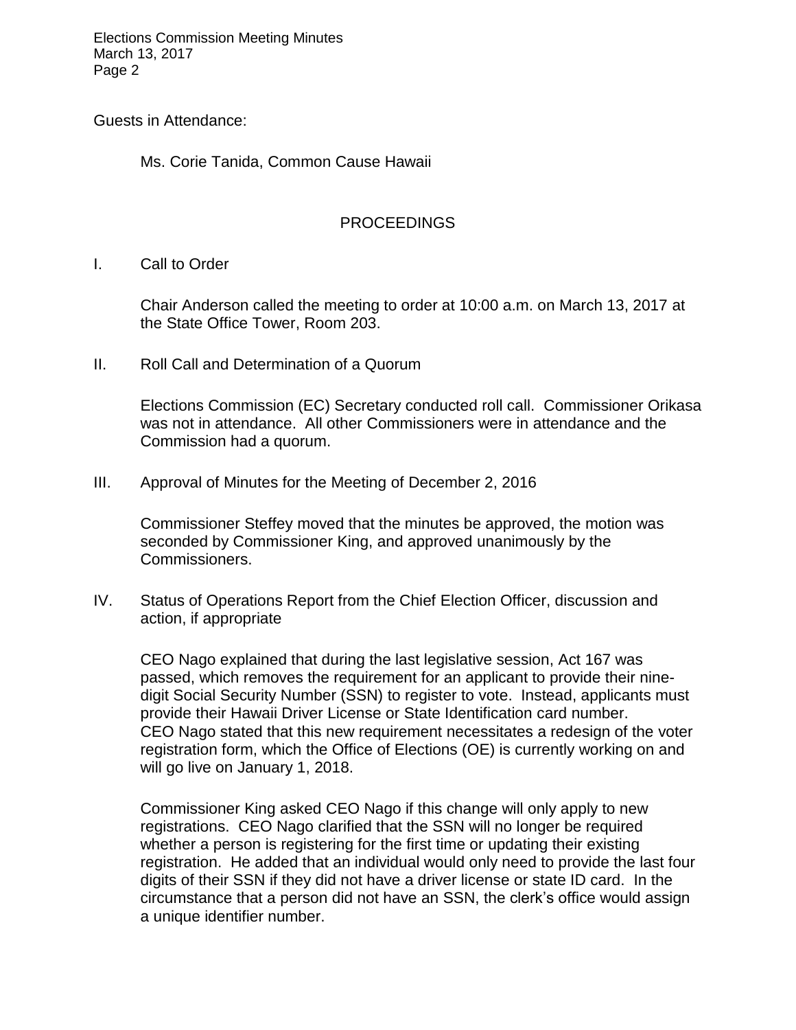Guests in Attendance:

Ms. Corie Tanida, Common Cause Hawaii

## PROCEEDINGS

I. Call to Order

Chair Anderson called the meeting to order at 10:00 a.m. on March 13, 2017 at the State Office Tower, Room 203.

II. Roll Call and Determination of a Quorum

Elections Commission (EC) Secretary conducted roll call. Commissioner Orikasa was not in attendance. All other Commissioners were in attendance and the Commission had a quorum.

III. Approval of Minutes for the Meeting of December 2, 2016

Commissioner Steffey moved that the minutes be approved, the motion was seconded by Commissioner King, and approved unanimously by the Commissioners.

IV. Status of Operations Report from the Chief Election Officer, discussion and action, if appropriate

CEO Nago explained that during the last legislative session, Act 167 was passed, which removes the requirement for an applicant to provide their nine-digit Social Security Number (SSN) to register to vote. Instead, applicants must provide their Hawaii Driver License or State Identification card number. CEO Nago stated that this new requirement necessitates a redesign of the voter registration form, which the Office of Elections (OE) is currently working on and will go live on January 1, 2018.

Commissioner King asked CEO Nago if this change will only apply to new registrations. CEO Nago clarified that the SSN will no longer be required whether a person is registering for the first time or updating their existing registration. He added that an individual would only need to provide the last four digits of their SSN if they did not have a driver license or state ID card. In the circumstance that a person did not have an SSN, the clerk's office would assign a unique identifier number.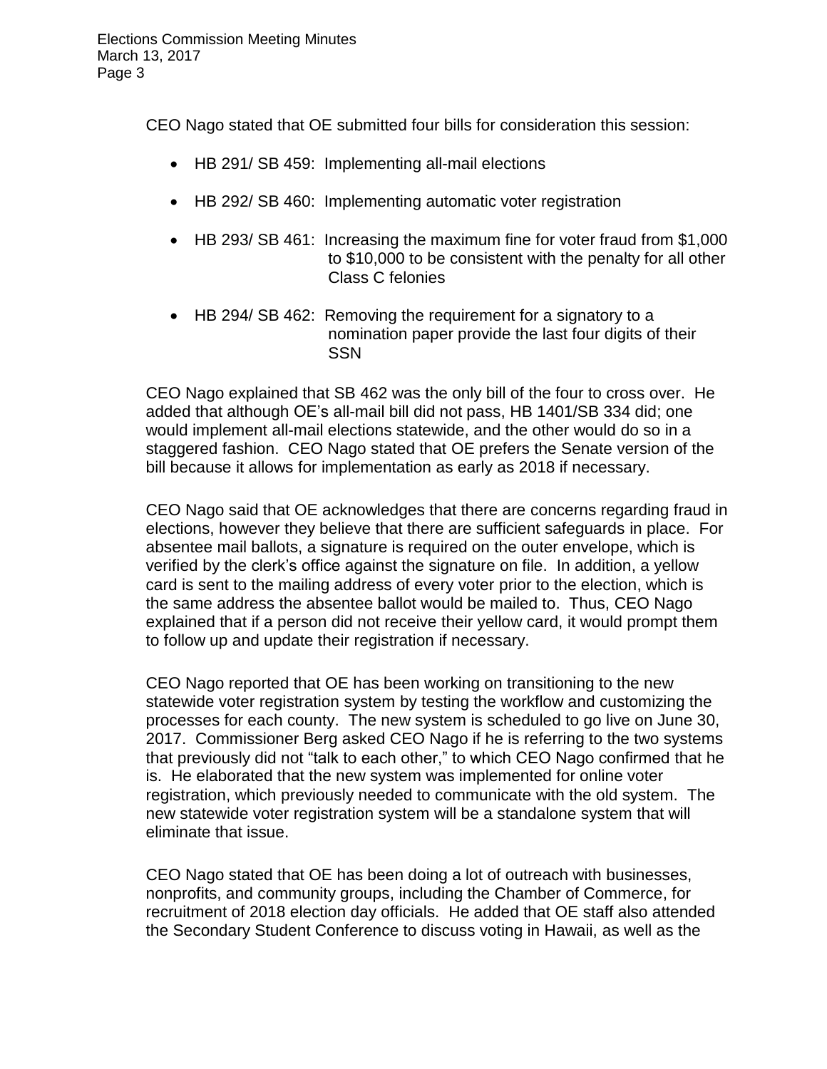CEO Nago stated that OE submitted four bills for consideration this session:

- HB 291/ SB 459: Implementing all-mail elections
- HB 292/ SB 460: Implementing automatic voter registration
- HB 293/ SB 461: Increasing the maximum fine for voter fraud from $1,000 to $10,000 to be consistent with the penalty for all other Class C felonies
- HB 294/ SB 462: Removing the requirement for a signatory to a nomination paper provide the last four digits of their SSN

CEO Nago explained that SB 462 was the only bill of the four to cross over. He added that although OE's all-mail bill did not pass, HB 1401/SB 334 did; one would implement all-mail elections statewide, and the other would do so in a staggered fashion. CEO Nago stated that OE prefers the Senate version of the bill because it allows for implementation as early as 2018 if necessary.

CEO Nago said that OE acknowledges that there are concerns regarding fraud in elections, however they believe that there are sufficient safeguards in place. For absentee mail ballots, a signature is required on the outer envelope, which is verified by the clerk's office against the signature on file. In addition, a yellow card is sent to the mailing address of every voter prior to the election, which is the same address the absentee ballot would be mailed to. Thus, CEO Nago explained that if a person did not receive their yellow card, it would prompt them to follow up and update their registration if necessary.

CEO Nago reported that OE has been working on transitioning to the new statewide voter registration system by testing the workflow and customizing the processes for each county. The new system is scheduled to go live on June 30, 2017. Commissioner Berg asked CEO Nago if he is referring to the two systems that previously did not "talk to each other," to which CEO Nago confirmed that he is. He elaborated that the new system was implemented for online voter registration, which previously needed to communicate with the old system. The new statewide voter registration system will be a standalone system that will eliminate that issue.

CEO Nago stated that OE has been doing a lot of outreach with businesses, nonprofits, and community groups, including the Chamber of Commerce, for recruitment of 2018 election day officials. He added that OE staff also attended the Secondary Student Conference to discuss voting in Hawaii, as well as the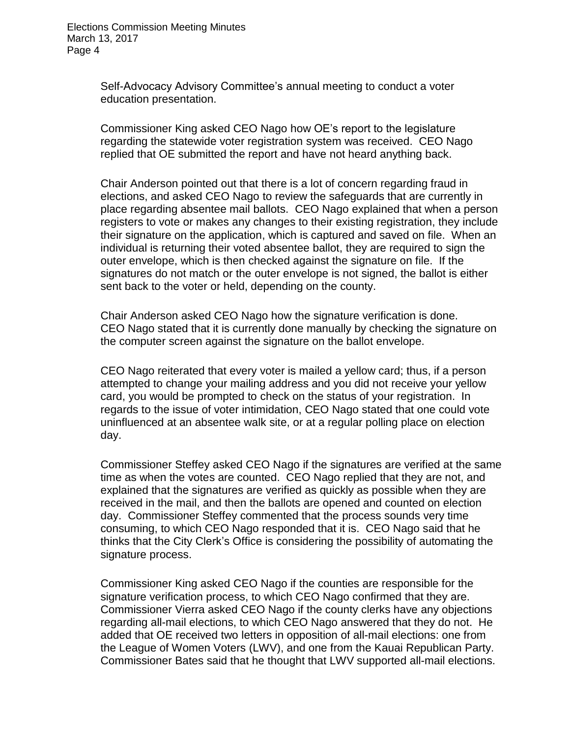Self-Advocacy Advisory Committee's annual meeting to conduct a voter education presentation.

Commissioner King asked CEO Nago how OE's report to the legislature regarding the statewide voter registration system was received. CEO Nago replied that OE submitted the report and have not heard anything back.

Chair Anderson pointed out that there is a lot of concern regarding fraud in elections, and asked CEO Nago to review the safeguards that are currently in place regarding absentee mail ballots. CEO Nago explained that when a person registers to vote or makes any changes to their existing registration, they include their signature on the application, which is captured and saved on file. When an individual is returning their voted absentee ballot, they are required to sign the outer envelope, which is then checked against the signature on file. If the signatures do not match or the outer envelope is not signed, the ballot is either sent back to the voter or held, depending on the county.

Chair Anderson asked CEO Nago how the signature verification is done. CEO Nago stated that it is currently done manually by checking the signature on the computer screen against the signature on the ballot envelope.

CEO Nago reiterated that every voter is mailed a yellow card; thus, if a person attempted to change your mailing address and you did not receive your yellow card, you would be prompted to check on the status of your registration. In regards to the issue of voter intimidation, CEO Nago stated that one could vote uninfluenced at an absentee walk site, or at a regular polling place on election day.

Commissioner Steffey asked CEO Nago if the signatures are verified at the same time as when the votes are counted. CEO Nago replied that they are not, and explained that the signatures are verified as quickly as possible when they are received in the mail, and then the ballots are opened and counted on election day. Commissioner Steffey commented that the process sounds very time consuming, to which CEO Nago responded that it is. CEO Nago said that he thinks that the City Clerk's Office is considering the possibility of automating the signature process.

Commissioner King asked CEO Nago if the counties are responsible for the signature verification process, to which CEO Nago confirmed that they are. Commissioner Vierra asked CEO Nago if the county clerks have any objections regarding all-mail elections, to which CEO Nago answered that they do not. He added that OE received two letters in opposition of all-mail elections: one from the League of Women Voters (LWV), and one from the Kauai Republican Party. Commissioner Bates said that he thought that LWV supported all-mail elections.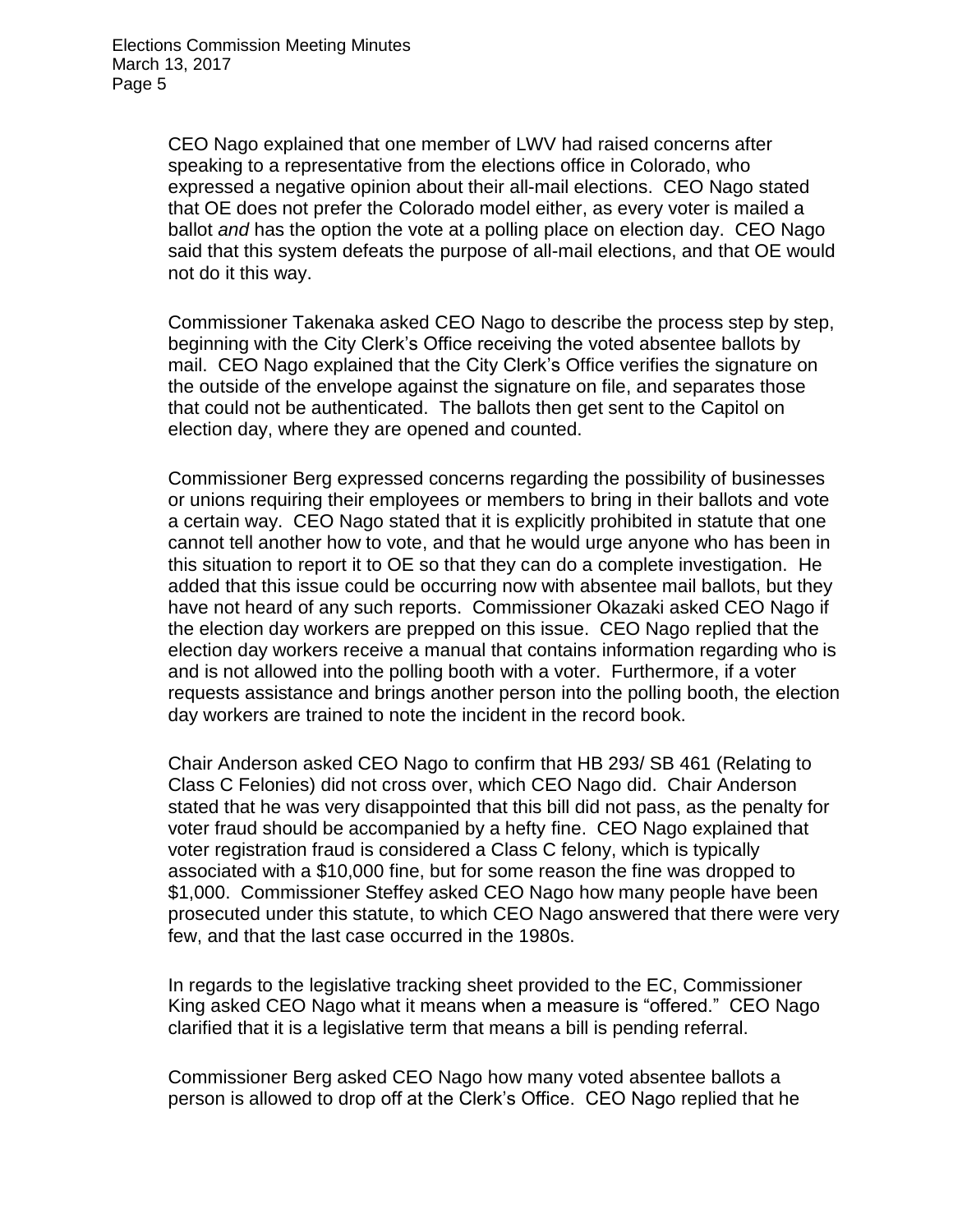CEO Nago explained that one member of LWV had raised concerns after speaking to a representative from the elections office in Colorado, who expressed a negative opinion about their all-mail elections. CEO Nago stated that OE does not prefer the Colorado model either, as every voter is mailed a ballot *and* has the option the vote at a polling place on election day. CEO Nago said that this system defeats the purpose of all-mail elections, and that OE would not do it this way.

Commissioner Takenaka asked CEO Nago to describe the process step by step, beginning with the City Clerk's Office receiving the voted absentee ballots by mail. CEO Nago explained that the City Clerk's Office verifies the signature on the outside of the envelope against the signature on file, and separates those that could not be authenticated. The ballots then get sent to the Capitol on election day, where they are opened and counted.

Commissioner Berg expressed concerns regarding the possibility of businesses or unions requiring their employees or members to bring in their ballots and vote a certain way. CEO Nago stated that it is explicitly prohibited in statute that one cannot tell another how to vote, and that he would urge anyone who has been in this situation to report it to OE so that they can do a complete investigation. He added that this issue could be occurring now with absentee mail ballots, but they have not heard of any such reports. Commissioner Okazaki asked CEO Nago if the election day workers are prepped on this issue. CEO Nago replied that the election day workers receive a manual that contains information regarding who is and is not allowed into the polling booth with a voter. Furthermore, if a voter requests assistance and brings another person into the polling booth, the election day workers are trained to note the incident in the record book.

Chair Anderson asked CEO Nago to confirm that HB 293/ SB 461 (Relating to Class C Felonies) did not cross over, which CEO Nago did. Chair Anderson stated that he was very disappointed that this bill did not pass, as the penalty for voter fraud should be accompanied by a hefty fine. CEO Nago explained that voter registration fraud is considered a Class C felony, which is typically associated with a $10,000 fine, but for some reason the fine was dropped to $1,000. Commissioner Steffey asked CEO Nago how many people have been prosecuted under this statute, to which CEO Nago answered that there were very few, and that the last case occurred in the 1980s.

In regards to the legislative tracking sheet provided to the EC, Commissioner King asked CEO Nago what it means when a measure is "offered." CEO Nago clarified that it is a legislative term that means a bill is pending referral.

Commissioner Berg asked CEO Nago how many voted absentee ballots a person is allowed to drop off at the Clerk's Office. CEO Nago replied that he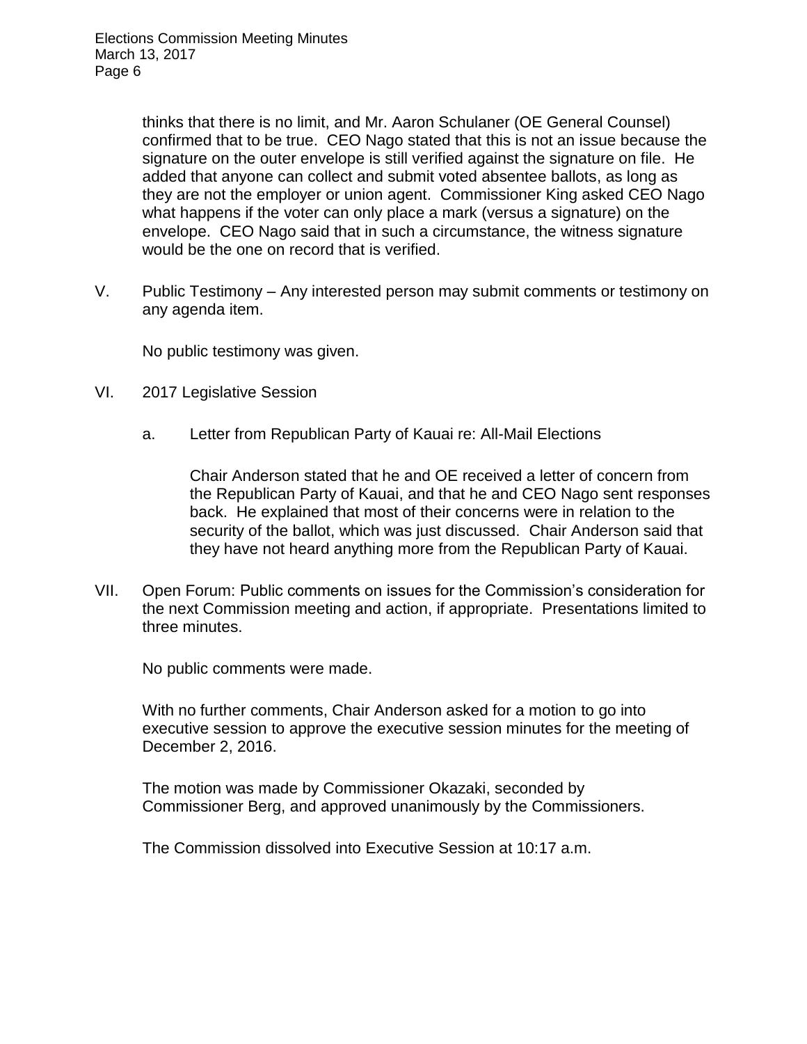thinks that there is no limit, and Mr. Aaron Schulaner (OE General Counsel) confirmed that to be true. CEO Nago stated that this is not an issue because the signature on the outer envelope is still verified against the signature on file. He added that anyone can collect and submit voted absentee ballots, as long as they are not the employer or union agent. Commissioner King asked CEO Nago what happens if the voter can only place a mark (versus a signature) on the envelope. CEO Nago said that in such a circumstance, the witness signature would be the one on record that is verified.

V. Public Testimony – Any interested person may submit comments or testimony on any agenda item.

No public testimony was given.

VI. 2017 Legislative Session

a. Letter from Republican Party of Kauai re: All-Mail Elections

Chair Anderson stated that he and OE received a letter of concern from the Republican Party of Kauai, and that he and CEO Nago sent responses back. He explained that most of their concerns were in relation to the security of the ballot, which was just discussed. Chair Anderson said that they have not heard anything more from the Republican Party of Kauai.

VII. Open Forum: Public comments on issues for the Commission's consideration for the next Commission meeting and action, if appropriate. Presentations limited to three minutes.

No public comments were made.

With no further comments, Chair Anderson asked for a motion to go into executive session to approve the executive session minutes for the meeting of December 2, 2016.

The motion was made by Commissioner Okazaki, seconded by Commissioner Berg, and approved unanimously by the Commissioners.

The Commission dissolved into Executive Session at 10:17 a.m.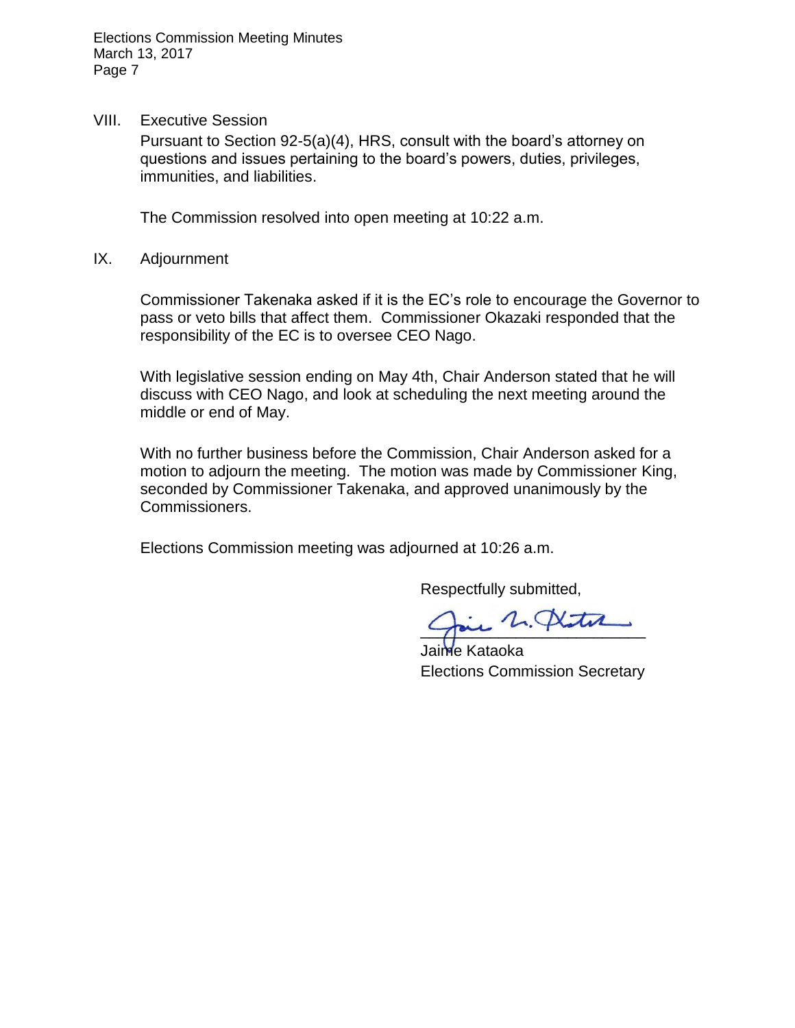## VIII. Executive Session

Pursuant to Section 92-5(a)(4), HRS, consult with the board's attorney on questions and issues pertaining to the board's powers, duties, privileges, immunities, and liabilities.

The Commission resolved into open meeting at 10:22 a.m.

## IX. Adjournment

Commissioner Takenaka asked if it is the EC's role to encourage the Governor to pass or veto bills that affect them. Commissioner Okazaki responded that the responsibility of the EC is to oversee CEO Nago.

With legislative session ending on May 4th, Chair Anderson stated that he will discuss with CEO Nago, and look at scheduling the next meeting around the middle or end of May.

With no further business before the Commission, Chair Anderson asked for a motion to adjourn the meeting. The motion was made by Commissioner King, seconded by Commissioner Takenaka, and approved unanimously by the Commissioners.

Elections Commission meeting was adjourned at 10:26 a.m.

Respectfully submitted,

Jaime Kataoka
Elections Commission Secretary